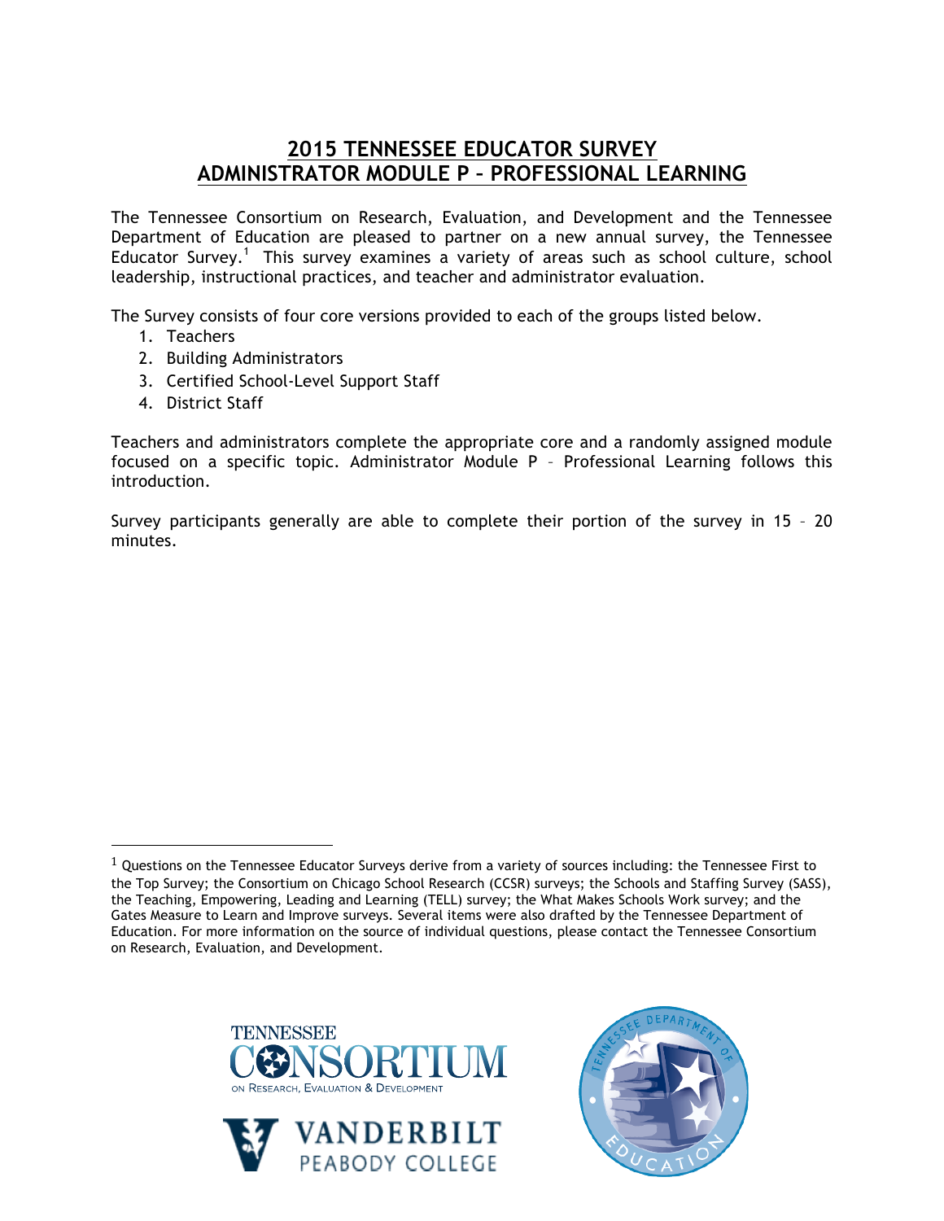# 2015 TENNESSEE EDUCATOR SURVEY
# ADMINISTRATOR MODULE P – PROFESSIONAL LEARNING

The Tennessee Consortium on Research, Evaluation, and Development and the Tennessee Department of Education are pleased to partner on a new annual survey, the Tennessee Educator Survey.[1] This survey examines a variety of areas such as school culture, school leadership, instructional practices, and teacher and administrator evaluation.

The Survey consists of four core versions provided to each of the groups listed below.

1. Teachers
2. Building Administrators
3. Certified School-Level Support Staff
4. District Staff

Teachers and administrators complete the appropriate core and a randomly assigned module focused on a specific topic. Administrator Module P – Professional Learning follows this introduction.

Survey participants generally are able to complete their portion of the survey in 15 – 20 minutes.

[1] Questions on the Tennessee Educator Surveys derive from a variety of sources including: the Tennessee First to the Top Survey; the Consortium on Chicago School Research (CCSR) surveys; the Schools and Staffing Survey (SASS), the Teaching, Empowering, Leading and Learning (TELL) survey; the What Makes Schools Work survey; and the Gates Measure to Learn and Improve surveys. Several items were also drafted by the Tennessee Department of Education. For more information on the source of individual questions, please contact the Tennessee Consortium on Research, Evaluation, and Development.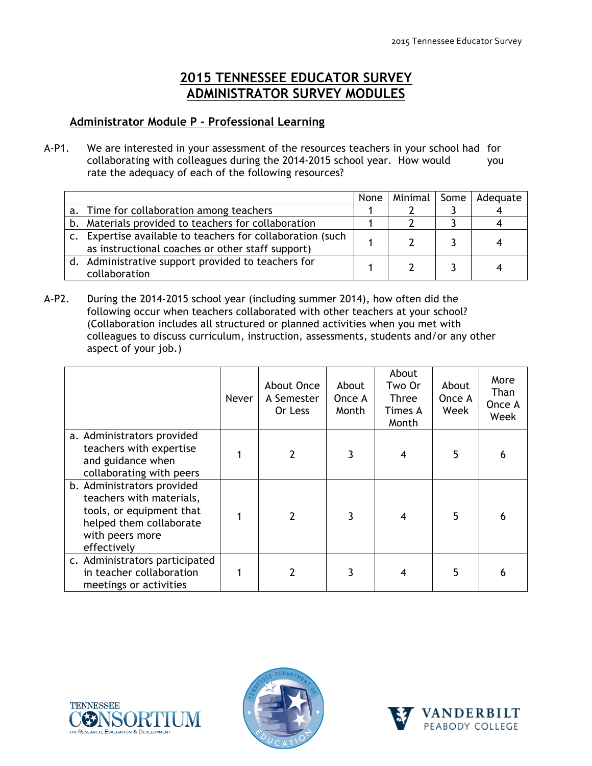# 2015 TENNESSEE EDUCATOR SURVEY
# ADMINISTRATOR SURVEY MODULES

## Administrator Module P - Professional Learning

A-P1. We are interested in your assessment of the resources teachers in your school had for collaborating with colleagues during the 2014-2015 school year. How would you rate the adequacy of each of the following resources?

| | None | Minimal | Some | Adequate |
|---|---|---|---|---|
| a. Time for collaboration among teachers | 1 | 2 | 3 | 4 |
| b. Materials provided to teachers for collaboration | 1 | 2 | 3 | 4 |
| c. Expertise available to teachers for collaboration (such as instructional coaches or other staff support) | 1 | 2 | 3 | 4 |
| d. Administrative support provided to teachers for collaboration | 1 | 2 | 3 | 4 |

A-P2. During the 2014-2015 school year (including summer 2014), how often did the following occur when teachers collaborated with other teachers at your school? (Collaboration includes all structured or planned activities when you met with colleagues to discuss curriculum, instruction, assessments, students and/or any other aspect of your job.)

| | Never | About Once A Semester Or Less | About Once A Month | About Two Or Three Times A Month | About Once A Week | More Than Once A Week |
|---|---|---|---|---|---|---|
| a. Administrators provided teachers with expertise and guidance when collaborating with peers | 1 | 2 | 3 | 4 | 5 | 6 |
| b. Administrators provided teachers with materials, tools, or equipment that helped them collaborate with peers more effectively | 1 | 2 | 3 | 4 | 5 | 6 |
| c. Administrators participated in teacher collaboration meetings or activities | 1 | 2 | 3 | 4 | 5 | 6 |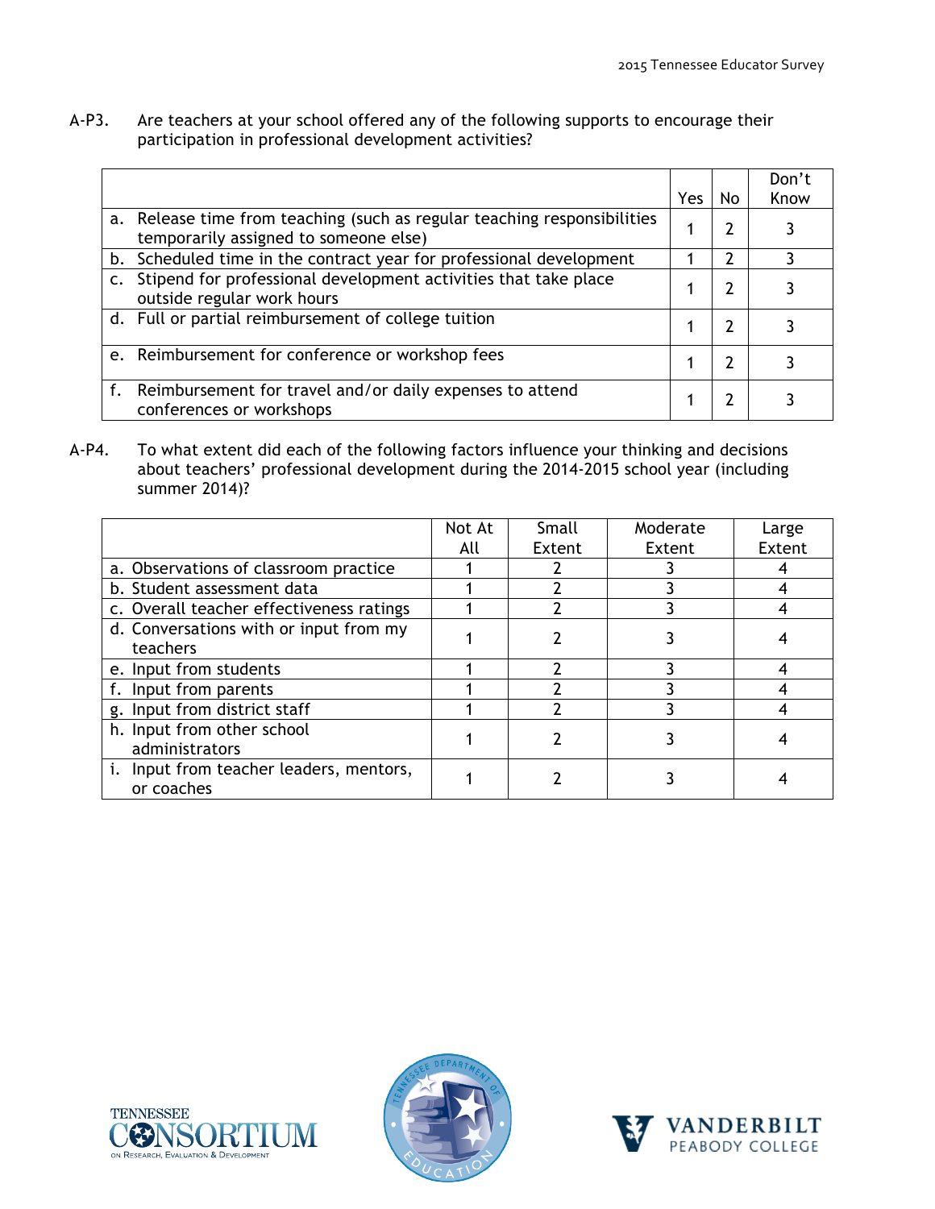A-P3. Are teachers at your school offered any of the following supports to encourage their participation in professional development activities?

| | Yes | No | Don't Know |
|---|---|---|---|
| a. Release time from teaching (such as regular teaching responsibilities temporarily assigned to someone else) | 1 | 2 | 3 |
| b. Scheduled time in the contract year for professional development | 1 | 2 | 3 |
| c. Stipend for professional development activities that take place outside regular work hours | 1 | 2 | 3 |
| d. Full or partial reimbursement of college tuition | 1 | 2 | 3 |
| e. Reimbursement for conference or workshop fees | 1 | 2 | 3 |
| f. Reimbursement for travel and/or daily expenses to attend conferences or workshops | 1 | 2 | 3 |

A-P4. To what extent did each of the following factors influence your thinking and decisions about teachers' professional development during the 2014-2015 school year (including summer 2014)?

| | Not At All | Small Extent | Moderate Extent | Large Extent |
|---|---|---|---|---|
| a. Observations of classroom practice | 1 | 2 | 3 | 4 |
| b. Student assessment data | 1 | 2 | 3 | 4 |
| c. Overall teacher effectiveness ratings | 1 | 2 | 3 | 4 |
| d. Conversations with or input from my teachers | 1 | 2 | 3 | 4 |
| e. Input from students | 1 | 2 | 3 | 4 |
| f. Input from parents | 1 | 2 | 3 | 4 |
| g. Input from district staff | 1 | 2 | 3 | 4 |
| h. Input from other school administrators | 1 | 2 | 3 | 4 |
| i. Input from teacher leaders, mentors, or coaches | 1 | 2 | 3 | 4 |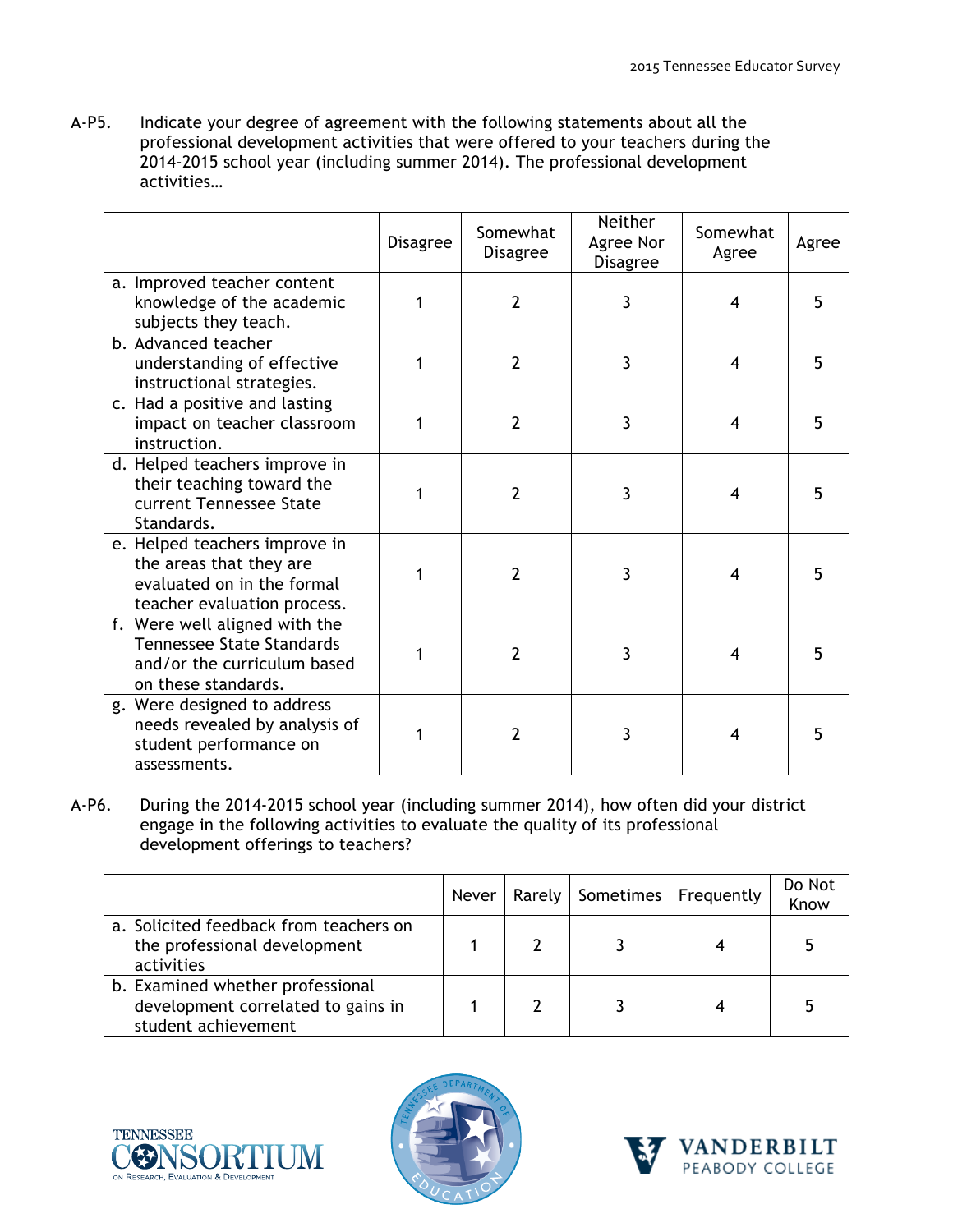A-P5. Indicate your degree of agreement with the following statements about all the professional development activities that were offered to your teachers during the 2014-2015 school year (including summer 2014). The professional development activities…

| | Disagree | Somewhat Disagree | Neither Agree Nor Disagree | Somewhat Agree | Agree |
|---|---|---|---|---|---|
| a. Improved teacher content knowledge of the academic subjects they teach. | 1 | 2 | 3 | 4 | 5 |
| b. Advanced teacher understanding of effective instructional strategies. | 1 | 2 | 3 | 4 | 5 |
| c. Had a positive and lasting impact on teacher classroom instruction. | 1 | 2 | 3 | 4 | 5 |
| d. Helped teachers improve in their teaching toward the current Tennessee State Standards. | 1 | 2 | 3 | 4 | 5 |
| e. Helped teachers improve in the areas that they are evaluated on in the formal teacher evaluation process. | 1 | 2 | 3 | 4 | 5 |
| f. Were well aligned with the Tennessee State Standards and/or the curriculum based on these standards. | 1 | 2 | 3 | 4 | 5 |
| g. Were designed to address needs revealed by analysis of student performance on assessments. | 1 | 2 | 3 | 4 | 5 |

A-P6. During the 2014-2015 school year (including summer 2014), how often did your district engage in the following activities to evaluate the quality of its professional development offerings to teachers?

| | Never | Rarely | Sometimes | Frequently | Do Not Know |
|---|---|---|---|---|---|
| a. Solicited feedback from teachers on the professional development activities | 1 | 2 | 3 | 4 | 5 |
| b. Examined whether professional development correlated to gains in student achievement | 1 | 2 | 3 | 4 | 5 |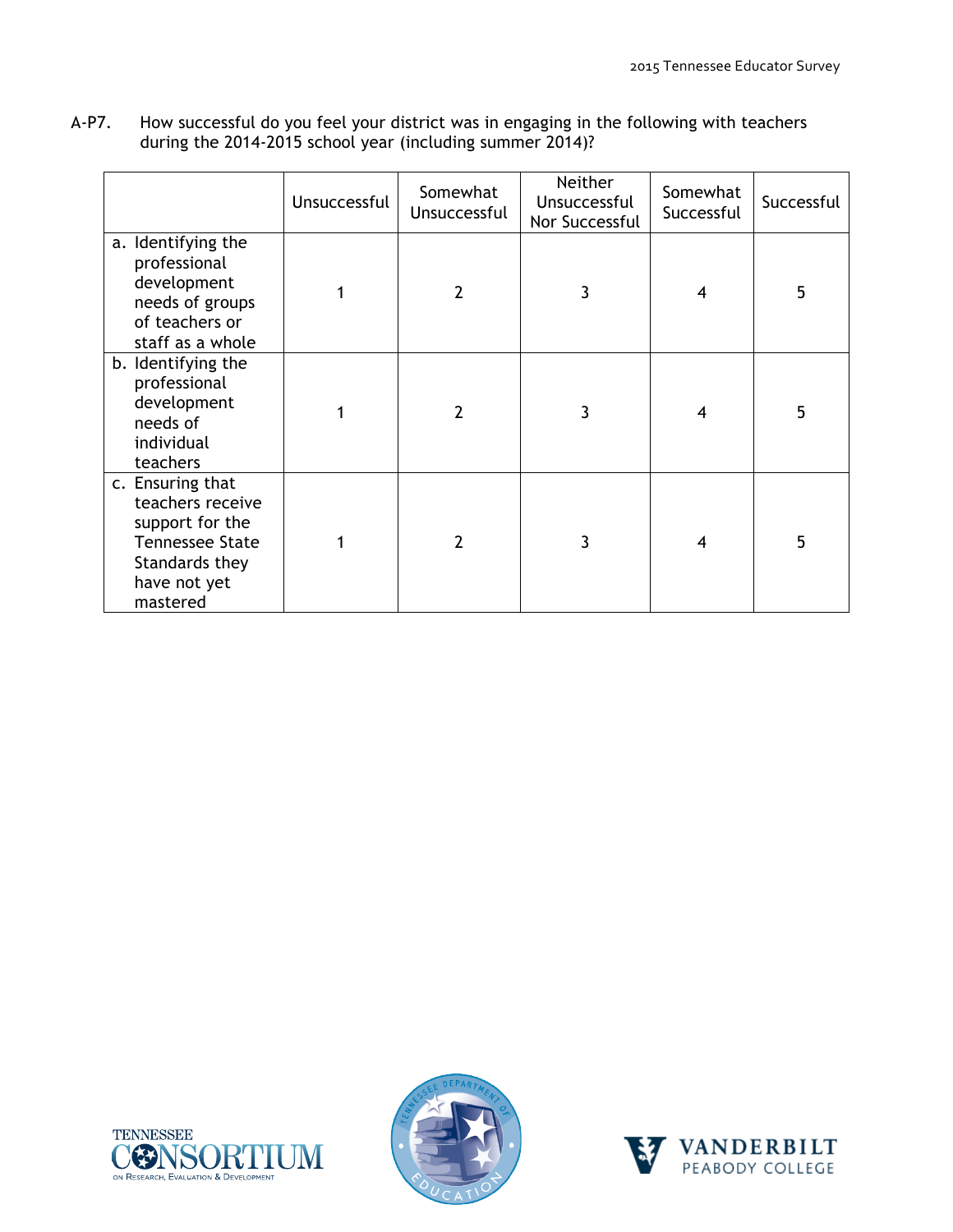A-P7. How successful do you feel your district was in engaging in the following with teachers during the 2014-2015 school year (including summer 2014)?

| | Unsuccessful | Somewhat Unsuccessful | Neither Unsuccessful Nor Successful | Somewhat Successful | Successful |
|---|---|---|---|---|---|
| a. Identifying the professional development needs of groups of teachers or staff as a whole | 1 | 2 | 3 | 4 | 5 |
| b. Identifying the professional development needs of individual teachers | 1 | 2 | 3 | 4 | 5 |
| c. Ensuring that teachers receive support for the Tennessee State Standards they have not yet mastered | 1 | 2 | 3 | 4 | 5 |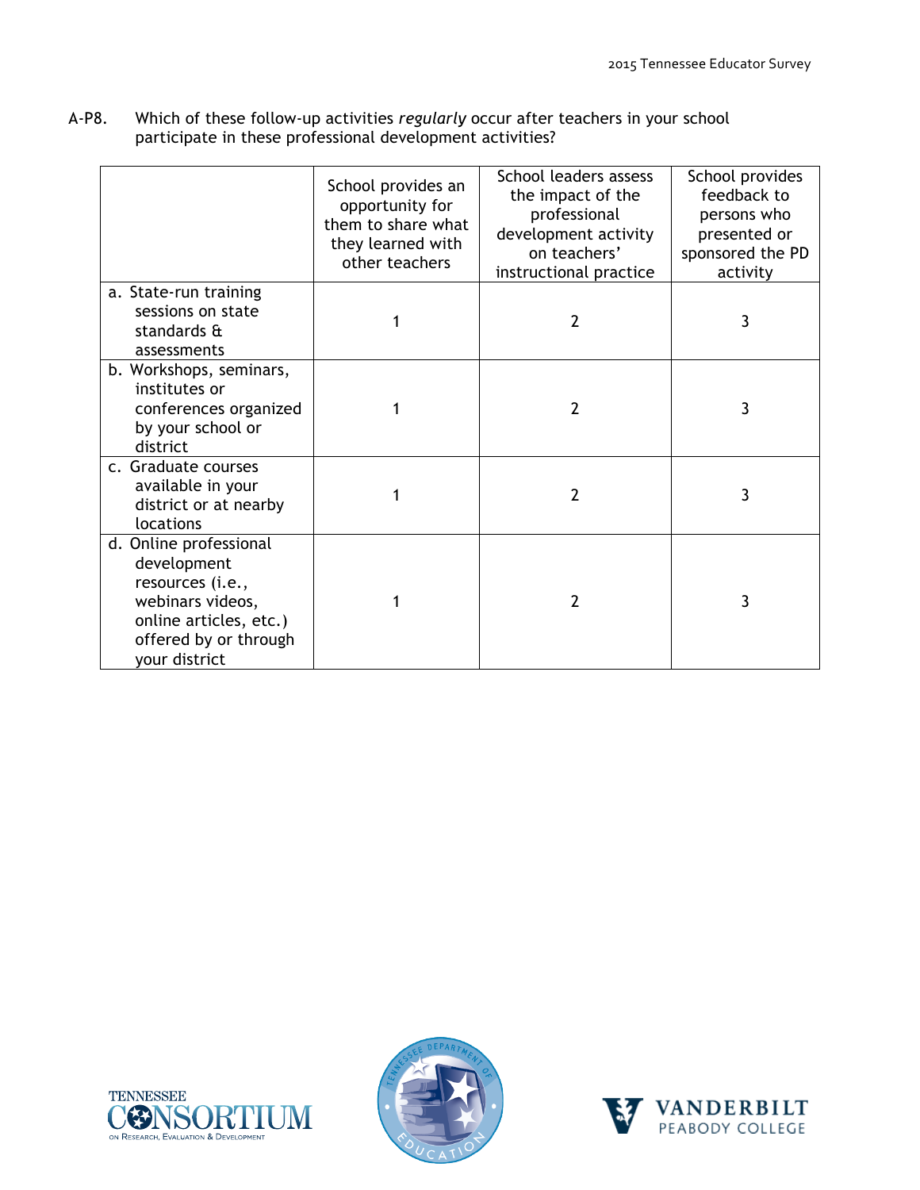A-P8. Which of these follow-up activities *regularly* occur after teachers in your school participate in these professional development activities?

| | School provides an opportunity for them to share what they learned with other teachers | School leaders assess the impact of the professional development activity on teachers' instructional practice | School provides feedback to persons who presented or sponsored the PD activity |
|---|---|---|---|
| a. State-run training sessions on state standards & assessments | 1 | 2 | 3 |
| b. Workshops, seminars, institutes or conferences organized by your school or district | 1 | 2 | 3 |
| c. Graduate courses available in your district or at nearby locations | 1 | 2 | 3 |
| d. Online professional development resources (i.e., webinars videos, online articles, etc.) offered by or through your district | 1 | 2 | 3 |